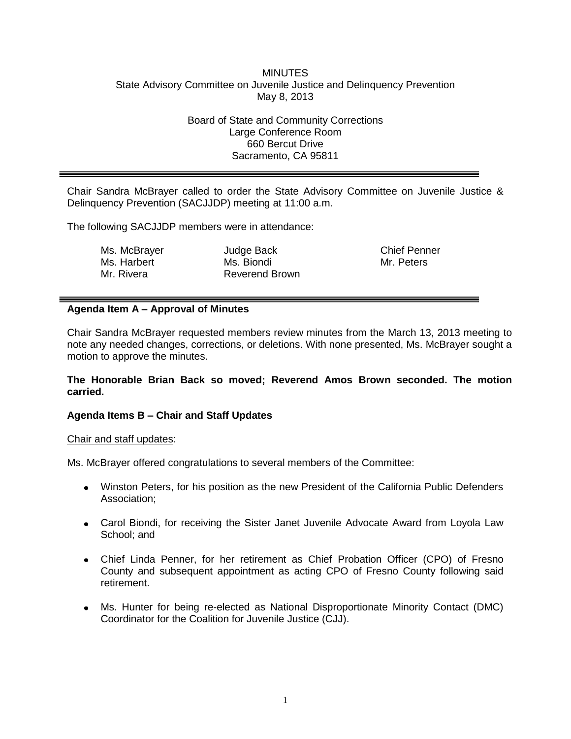# MINUTES

State Advisory Committee on Juvenile Justice and Delinquency Prevention
May 8, 2013

Board of State and Community Corrections
Large Conference Room
660 Bercut Drive
Sacramento, CA 95811

---

Chair Sandra McBrayer called to order the State Advisory Committee on Juvenile Justice & Delinquency Prevention (SACJJDP) meeting at 11:00 a.m.

The following SACJJDP members were in attendance:

| | | |
|---|---|---|
| Ms. McBrayer | Judge Back | Chief Penner |
| Ms. Harbert | Ms. Biondi | Mr. Peters |
| Mr. Rivera | Reverend Brown | |

---

**Agenda Item A – Approval of Minutes**

Chair Sandra McBrayer requested members review minutes from the March 13, 2013 meeting to note any needed changes, corrections, or deletions. With none presented, Ms. McBrayer sought a motion to approve the minutes.

**The Honorable Brian Back so moved; Reverend Amos Brown seconded. The motion carried.**

**Agenda Items B – Chair and Staff Updates**

Chair and staff updates:

Ms. McBrayer offered congratulations to several members of the Committee:

- Winston Peters, for his position as the new President of the California Public Defenders Association;

- Carol Biondi, for receiving the Sister Janet Juvenile Advocate Award from Loyola Law School; and

- Chief Linda Penner, for her retirement as Chief Probation Officer (CPO) of Fresno County and subsequent appointment as acting CPO of Fresno County following said retirement.

- Ms. Hunter for being re-elected as National Disproportionate Minority Contact (DMC) Coordinator for the Coalition for Juvenile Justice (CJJ).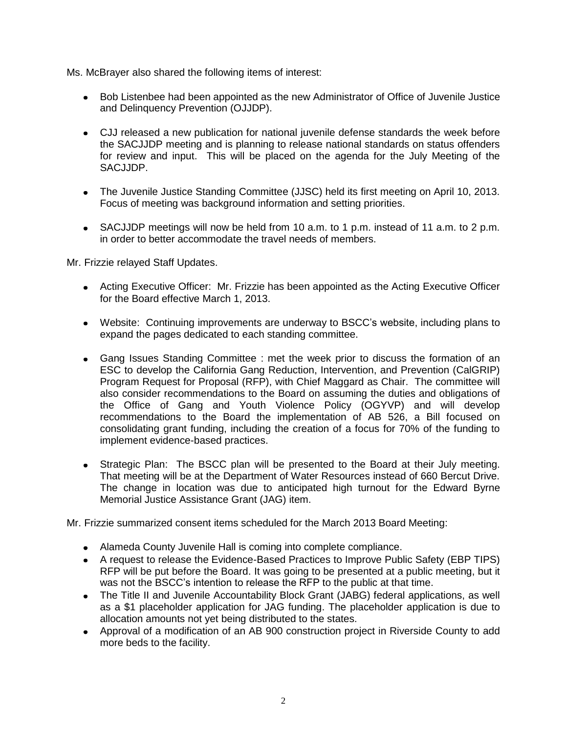Ms. McBrayer also shared the following items of interest:

- Bob Listenbee had been appointed as the new Administrator of Office of Juvenile Justice and Delinquency Prevention (OJJDP).

- CJJ released a new publication for national juvenile defense standards the week before the SACJJDP meeting and is planning to release national standards on status offenders for review and input. This will be placed on the agenda for the July Meeting of the SACJJDP.

- The Juvenile Justice Standing Committee (JJSC) held its first meeting on April 10, 2013. Focus of meeting was background information and setting priorities.

- SACJJDP meetings will now be held from 10 a.m. to 1 p.m. instead of 11 a.m. to 2 p.m. in order to better accommodate the travel needs of members.

Mr. Frizzie relayed Staff Updates.

- Acting Executive Officer: Mr. Frizzie has been appointed as the Acting Executive Officer for the Board effective March 1, 2013.

- Website: Continuing improvements are underway to BSCC's website, including plans to expand the pages dedicated to each standing committee.

- Gang Issues Standing Committee : met the week prior to discuss the formation of an ESC to develop the California Gang Reduction, Intervention, and Prevention (CalGRIP) Program Request for Proposal (RFP), with Chief Maggard as Chair. The committee will also consider recommendations to the Board on assuming the duties and obligations of the Office of Gang and Youth Violence Policy (OGYVP) and will develop recommendations to the Board the implementation of AB 526, a Bill focused on consolidating grant funding, including the creation of a focus for 70% of the funding to implement evidence-based practices.

- Strategic Plan: The BSCC plan will be presented to the Board at their July meeting. That meeting will be at the Department of Water Resources instead of 660 Bercut Drive. The change in location was due to anticipated high turnout for the Edward Byrne Memorial Justice Assistance Grant (JAG) item.

Mr. Frizzie summarized consent items scheduled for the March 2013 Board Meeting:

- Alameda County Juvenile Hall is coming into complete compliance.
- A request to release the Evidence-Based Practices to Improve Public Safety (EBP TIPS) RFP will be put before the Board. It was going to be presented at a public meeting, but it was not the BSCC's intention to release the RFP to the public at that time.
- The Title II and Juvenile Accountability Block Grant (JABG) federal applications, as well as a $1 placeholder application for JAG funding. The placeholder application is due to allocation amounts not yet being distributed to the states.
- Approval of a modification of an AB 900 construction project in Riverside County to add more beds to the facility.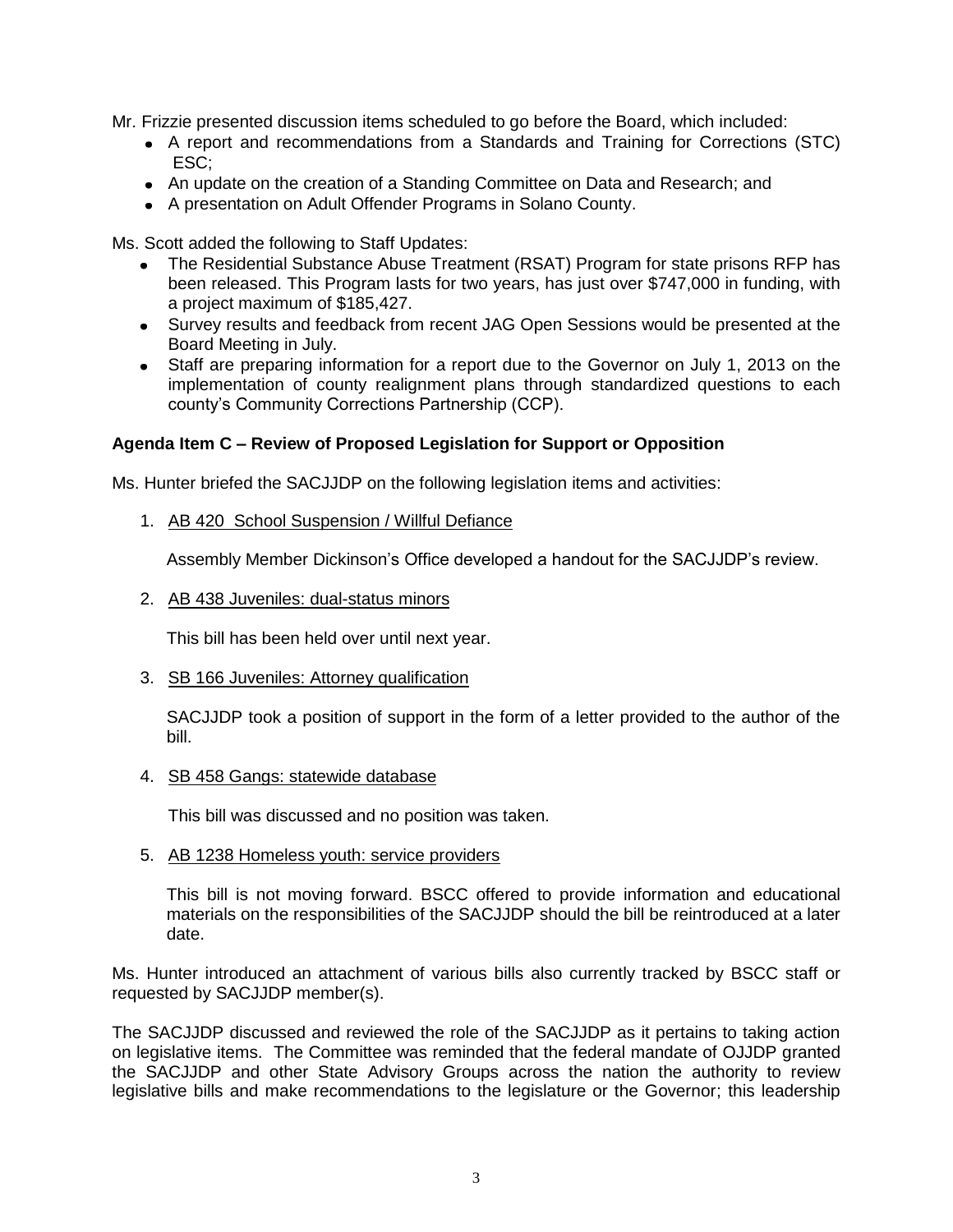Mr. Frizzie presented discussion items scheduled to go before the Board, which included:

- A report and recommendations from a Standards and Training for Corrections (STC) ESC;
- An update on the creation of a Standing Committee on Data and Research; and
- A presentation on Adult Offender Programs in Solano County.

Ms. Scott added the following to Staff Updates:

- The Residential Substance Abuse Treatment (RSAT) Program for state prisons RFP has been released. This Program lasts for two years, has just over $747,000 in funding, with a project maximum of $185,427.
- Survey results and feedback from recent JAG Open Sessions would be presented at the Board Meeting in July.
- Staff are preparing information for a report due to the Governor on July 1, 2013 on the implementation of county realignment plans through standardized questions to each county's Community Corrections Partnership (CCP).

**Agenda Item C – Review of Proposed Legislation for Support or Opposition**

Ms. Hunter briefed the SACJJDP on the following legislation items and activities:

1. AB 420 School Suspension / Willful Defiance

   Assembly Member Dickinson's Office developed a handout for the SACJJDP's review.

2. AB 438 Juveniles: dual-status minors

   This bill has been held over until next year.

3. SB 166 Juveniles: Attorney qualification

   SACJJDP took a position of support in the form of a letter provided to the author of the bill.

4. SB 458 Gangs: statewide database

   This bill was discussed and no position was taken.

5. AB 1238 Homeless youth: service providers

   This bill is not moving forward. BSCC offered to provide information and educational materials on the responsibilities of the SACJJDP should the bill be reintroduced at a later date.

Ms. Hunter introduced an attachment of various bills also currently tracked by BSCC staff or requested by SACJJDP member(s).

The SACJJDP discussed and reviewed the role of the SACJJDP as it pertains to taking action on legislative items. The Committee was reminded that the federal mandate of OJJDP granted the SACJJDP and other State Advisory Groups across the nation the authority to review legislative bills and make recommendations to the legislature or the Governor; this leadership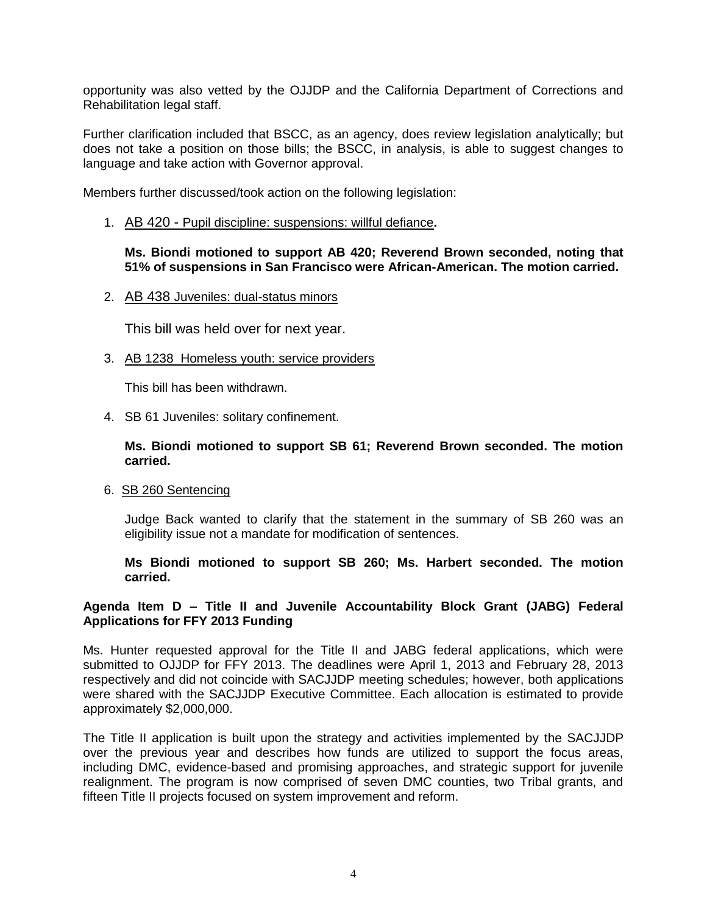opportunity was also vetted by the OJJDP and the California Department of Corrections and Rehabilitation legal staff.

Further clarification included that BSCC, as an agency, does review legislation analytically; but does not take a position on those bills; the BSCC, in analysis, is able to suggest changes to language and take action with Governor approval.

Members further discussed/took action on the following legislation:

1. AB 420 - Pupil discipline: suspensions: willful defiance.

   **Ms. Biondi motioned to support AB 420; Reverend Brown seconded, noting that 51% of suspensions in San Francisco were African-American. The motion carried.**

2. AB 438 Juveniles: dual-status minors

   This bill was held over for next year.

3. AB 1238 Homeless youth: service providers

   This bill has been withdrawn.

4. SB 61 Juveniles: solitary confinement.

   **Ms. Biondi motioned to support SB 61; Reverend Brown seconded. The motion carried.**

6. SB 260 Sentencing

   Judge Back wanted to clarify that the statement in the summary of SB 260 was an eligibility issue not a mandate for modification of sentences.

   **Ms Biondi motioned to support SB 260; Ms. Harbert seconded. The motion carried.**

**Agenda Item D – Title II and Juvenile Accountability Block Grant (JABG) Federal Applications for FFY 2013 Funding**

Ms. Hunter requested approval for the Title II and JABG federal applications, which were submitted to OJJDP for FFY 2013. The deadlines were April 1, 2013 and February 28, 2013 respectively and did not coincide with SACJJDP meeting schedules; however, both applications were shared with the SACJJDP Executive Committee. Each allocation is estimated to provide approximately $2,000,000.

The Title II application is built upon the strategy and activities implemented by the SACJJDP over the previous year and describes how funds are utilized to support the focus areas, including DMC, evidence-based and promising approaches, and strategic support for juvenile realignment. The program is now comprised of seven DMC counties, two Tribal grants, and fifteen Title II projects focused on system improvement and reform.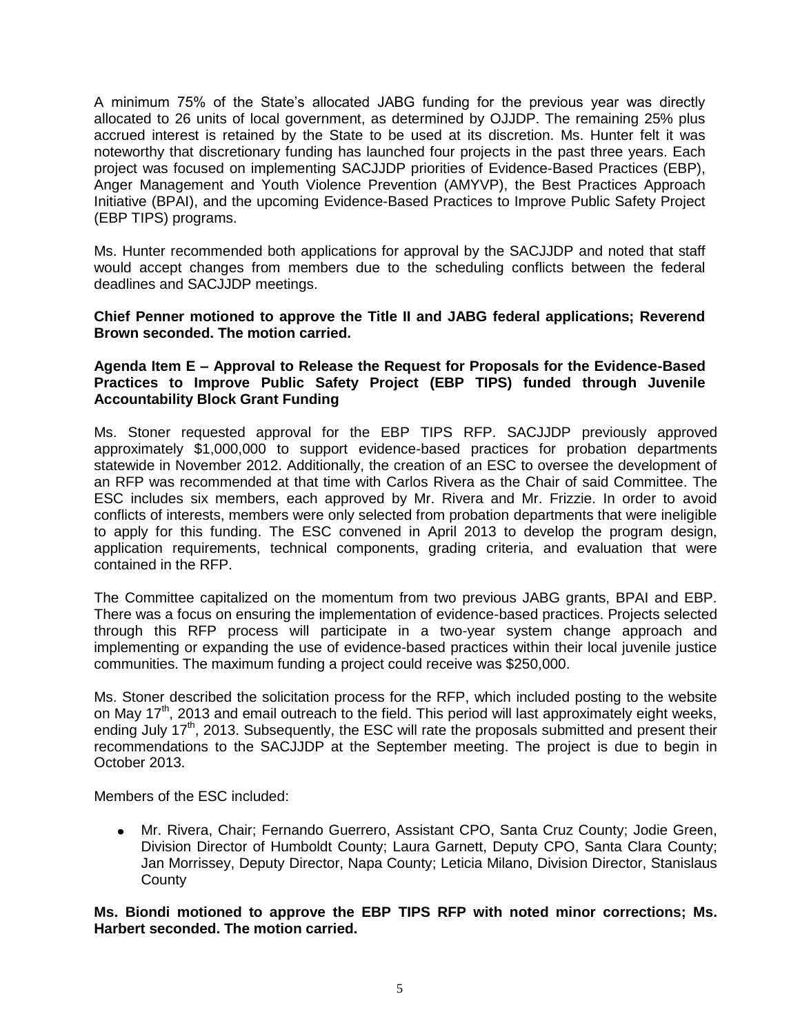A minimum 75% of the State's allocated JABG funding for the previous year was directly allocated to 26 units of local government, as determined by OJJDP. The remaining 25% plus accrued interest is retained by the State to be used at its discretion. Ms. Hunter felt it was noteworthy that discretionary funding has launched four projects in the past three years. Each project was focused on implementing SACJJDP priorities of Evidence-Based Practices (EBP), Anger Management and Youth Violence Prevention (AMYVP), the Best Practices Approach Initiative (BPAI), and the upcoming Evidence-Based Practices to Improve Public Safety Project (EBP TIPS) programs.

Ms. Hunter recommended both applications for approval by the SACJJDP and noted that staff would accept changes from members due to the scheduling conflicts between the federal deadlines and SACJJDP meetings.

**Chief Penner motioned to approve the Title II and JABG federal applications; Reverend Brown seconded. The motion carried.**

**Agenda Item E – Approval to Release the Request for Proposals for the Evidence-Based Practices to Improve Public Safety Project (EBP TIPS) funded through Juvenile Accountability Block Grant Funding**

Ms. Stoner requested approval for the EBP TIPS RFP. SACJJDP previously approved approximately $1,000,000 to support evidence-based practices for probation departments statewide in November 2012. Additionally, the creation of an ESC to oversee the development of an RFP was recommended at that time with Carlos Rivera as the Chair of said Committee. The ESC includes six members, each approved by Mr. Rivera and Mr. Frizzie. In order to avoid conflicts of interests, members were only selected from probation departments that were ineligible to apply for this funding. The ESC convened in April 2013 to develop the program design, application requirements, technical components, grading criteria, and evaluation that were contained in the RFP.

The Committee capitalized on the momentum from two previous JABG grants, BPAI and EBP. There was a focus on ensuring the implementation of evidence-based practices. Projects selected through this RFP process will participate in a two-year system change approach and implementing or expanding the use of evidence-based practices within their local juvenile justice communities. The maximum funding a project could receive was $250,000.

Ms. Stoner described the solicitation process for the RFP, which included posting to the website on May 17th, 2013 and email outreach to the field. This period will last approximately eight weeks, ending July 17th, 2013. Subsequently, the ESC will rate the proposals submitted and present their recommendations to the SACJJDP at the September meeting. The project is due to begin in October 2013.

Members of the ESC included:

- Mr. Rivera, Chair; Fernando Guerrero, Assistant CPO, Santa Cruz County; Jodie Green, Division Director of Humboldt County; Laura Garnett, Deputy CPO, Santa Clara County; Jan Morrissey, Deputy Director, Napa County; Leticia Milano, Division Director, Stanislaus County

**Ms. Biondi motioned to approve the EBP TIPS RFP with noted minor corrections; Ms. Harbert seconded. The motion carried.**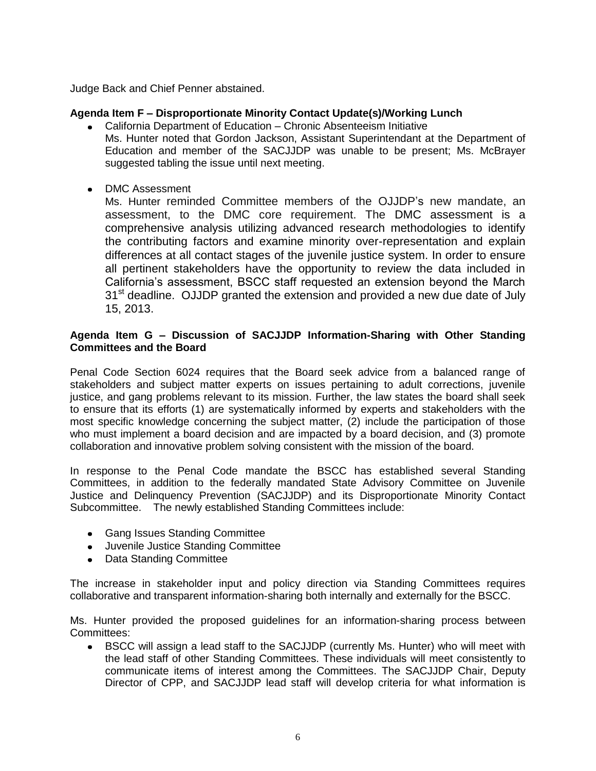Judge Back and Chief Penner abstained.

**Agenda Item F – Disproportionate Minority Contact Update(s)/Working Lunch**

- California Department of Education – Chronic Absenteeism Initiative
  Ms. Hunter noted that Gordon Jackson, Assistant Superintendant at the Department of Education and member of the SACJJDP was unable to be present; Ms. McBrayer suggested tabling the issue until next meeting.

- DMC Assessment
  Ms. Hunter reminded Committee members of the OJJDP's new mandate, an assessment, to the DMC core requirement. The DMC assessment is a comprehensive analysis utilizing advanced research methodologies to identify the contributing factors and examine minority over-representation and explain differences at all contact stages of the juvenile justice system. In order to ensure all pertinent stakeholders have the opportunity to review the data included in California's assessment, BSCC staff requested an extension beyond the March 31st deadline. OJJDP granted the extension and provided a new due date of July 15, 2013.

**Agenda Item G – Discussion of SACJJDP Information-Sharing with Other Standing Committees and the Board**

Penal Code Section 6024 requires that the Board seek advice from a balanced range of stakeholders and subject matter experts on issues pertaining to adult corrections, juvenile justice, and gang problems relevant to its mission. Further, the law states the board shall seek to ensure that its efforts (1) are systematically informed by experts and stakeholders with the most specific knowledge concerning the subject matter, (2) include the participation of those who must implement a board decision and are impacted by a board decision, and (3) promote collaboration and innovative problem solving consistent with the mission of the board.

In response to the Penal Code mandate the BSCC has established several Standing Committees, in addition to the federally mandated State Advisory Committee on Juvenile Justice and Delinquency Prevention (SACJJDP) and its Disproportionate Minority Contact Subcommittee. The newly established Standing Committees include:

- Gang Issues Standing Committee
- Juvenile Justice Standing Committee
- Data Standing Committee

The increase in stakeholder input and policy direction via Standing Committees requires collaborative and transparent information-sharing both internally and externally for the BSCC.

Ms. Hunter provided the proposed guidelines for an information-sharing process between Committees:

- BSCC will assign a lead staff to the SACJJDP (currently Ms. Hunter) who will meet with the lead staff of other Standing Committees. These individuals will meet consistently to communicate items of interest among the Committees. The SACJJDP Chair, Deputy Director of CPP, and SACJJDP lead staff will develop criteria for what information is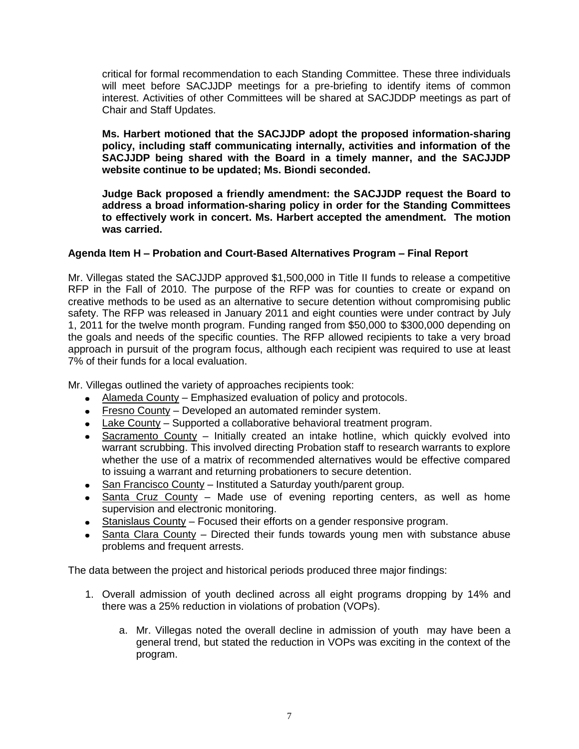critical for formal recommendation to each Standing Committee. These three individuals will meet before SACJJDP meetings for a pre-briefing to identify items of common interest. Activities of other Committees will be shared at SACJDDP meetings as part of Chair and Staff Updates.

**Ms. Harbert motioned that the SACJJDP adopt the proposed information-sharing policy, including staff communicating internally, activities and information of the SACJJDP being shared with the Board in a timely manner, and the SACJJDP website continue to be updated; Ms. Biondi seconded.**

**Judge Back proposed a friendly amendment: the SACJJDP request the Board to address a broad information-sharing policy in order for the Standing Committees to effectively work in concert. Ms. Harbert accepted the amendment. The motion was carried.**

**Agenda Item H – Probation and Court-Based Alternatives Program – Final Report**

Mr. Villegas stated the SACJJDP approved $1,500,000 in Title II funds to release a competitive RFP in the Fall of 2010. The purpose of the RFP was for counties to create or expand on creative methods to be used as an alternative to secure detention without compromising public safety. The RFP was released in January 2011 and eight counties were under contract by July 1, 2011 for the twelve month program. Funding ranged from $50,000 to $300,000 depending on the goals and needs of the specific counties. The RFP allowed recipients to take a very broad approach in pursuit of the program focus, although each recipient was required to use at least 7% of their funds for a local evaluation.

Mr. Villegas outlined the variety of approaches recipients took:

- Alameda County – Emphasized evaluation of policy and protocols.
- Fresno County – Developed an automated reminder system.
- Lake County – Supported a collaborative behavioral treatment program.
- Sacramento County – Initially created an intake hotline, which quickly evolved into warrant scrubbing. This involved directing Probation staff to research warrants to explore whether the use of a matrix of recommended alternatives would be effective compared to issuing a warrant and returning probationers to secure detention.
- San Francisco County – Instituted a Saturday youth/parent group.
- Santa Cruz County – Made use of evening reporting centers, as well as home supervision and electronic monitoring.
- Stanislaus County – Focused their efforts on a gender responsive program.
- Santa Clara County – Directed their funds towards young men with substance abuse problems and frequent arrests.

The data between the project and historical periods produced three major findings:

1. Overall admission of youth declined across all eight programs dropping by 14% and there was a 25% reduction in violations of probation (VOPs).

    a. Mr. Villegas noted the overall decline in admission of youth may have been a general trend, but stated the reduction in VOPs was exciting in the context of the program.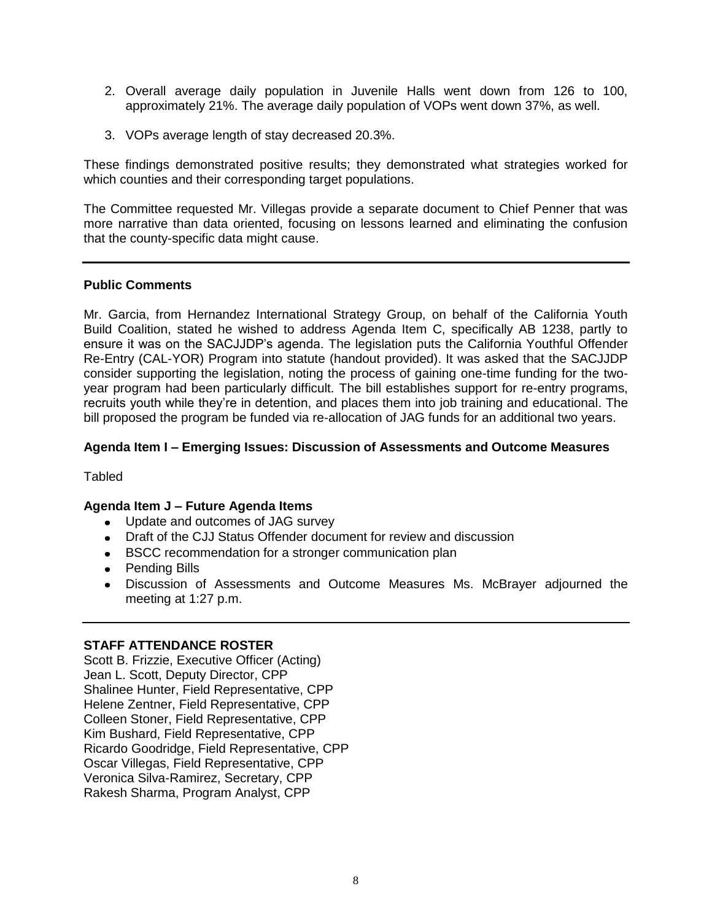2. Overall average daily population in Juvenile Halls went down from 126 to 100, approximately 21%. The average daily population of VOPs went down 37%, as well.
3. VOPs average length of stay decreased 20.3%.

These findings demonstrated positive results; they demonstrated what strategies worked for which counties and their corresponding target populations.

The Committee requested Mr. Villegas provide a separate document to Chief Penner that was more narrative than data oriented, focusing on lessons learned and eliminating the confusion that the county-specific data might cause.

---

**Public Comments**

Mr. Garcia, from Hernandez International Strategy Group, on behalf of the California Youth Build Coalition, stated he wished to address Agenda Item C, specifically AB 1238, partly to ensure it was on the SACJJDP's agenda. The legislation puts the California Youthful Offender Re-Entry (CAL-YOR) Program into statute (handout provided). It was asked that the SACJJDP consider supporting the legislation, noting the process of gaining one-time funding for the two-year program had been particularly difficult. The bill establishes support for re-entry programs, recruits youth while they're in detention, and places them into job training and educational. The bill proposed the program be funded via re-allocation of JAG funds for an additional two years.

**Agenda Item I – Emerging Issues: Discussion of Assessments and Outcome Measures**

Tabled

**Agenda Item J – Future Agenda Items**

- Update and outcomes of JAG survey
- Draft of the CJJ Status Offender document for review and discussion
- BSCC recommendation for a stronger communication plan
- Pending Bills
- Discussion of Assessments and Outcome Measures Ms. McBrayer adjourned the meeting at 1:27 p.m.

---

**STAFF ATTENDANCE ROSTER**

Scott B. Frizzie, Executive Officer (Acting)
Jean L. Scott, Deputy Director, CPP
Shalinee Hunter, Field Representative, CPP
Helene Zentner, Field Representative, CPP
Colleen Stoner, Field Representative, CPP
Kim Bushard, Field Representative, CPP
Ricardo Goodridge, Field Representative, CPP
Oscar Villegas, Field Representative, CPP
Veronica Silva-Ramirez, Secretary, CPP
Rakesh Sharma, Program Analyst, CPP